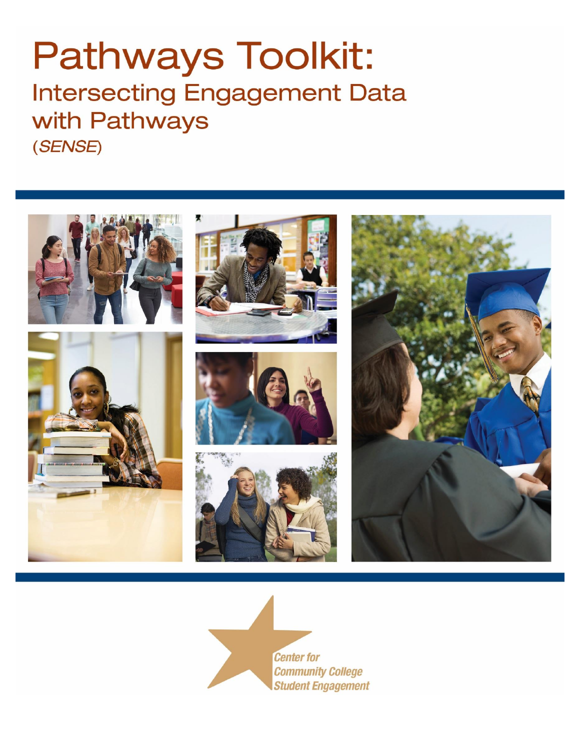# Pathways Toolkit:

## Intersecting Engagement Data with Pathways

(*SENSE*)

Center for Community College Student Engagement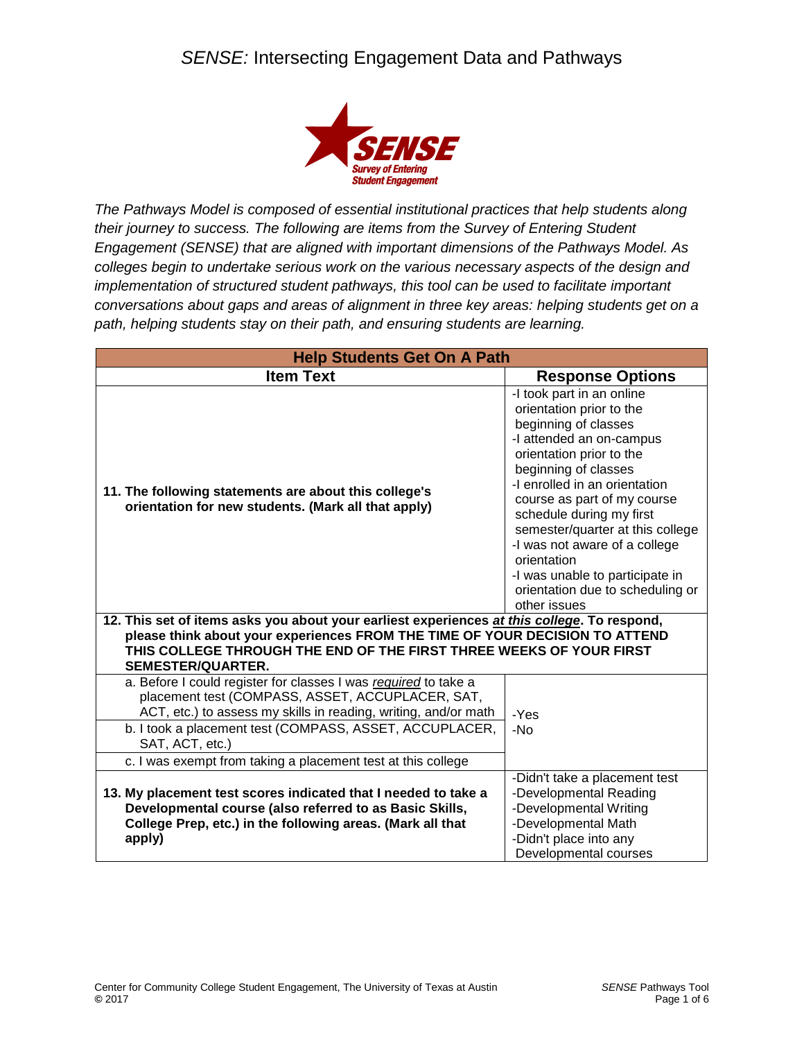# *SENSE:* Intersecting Engagement Data and Pathways

SENSE
Survey of Entering Student Engagement

*The Pathways Model is composed of essential institutional practices that help students along their journey to success. The following are items from the Survey of Entering Student Engagement (SENSE) that are aligned with important dimensions of the Pathways Model. As colleges begin to undertake serious work on the various necessary aspects of the design and implementation of structured student pathways, this tool can be used to facilitate important conversations about gaps and areas of alignment in three key areas: helping students get on a path, helping students stay on their path, and ensuring students are learning.*

| **Help Students Get On A Path** | |
|---|---|
| **Item Text** | **Response Options** |
| **11. The following statements are about this college's orientation for new students. (Mark all that apply)** | -I took part in an online orientation prior to the beginning of classes<br>-I attended an on-campus orientation prior to the beginning of classes<br>-I enrolled in an orientation course as part of my course schedule during my first semester/quarter at this college<br>-I was not aware of a college orientation<br>-I was unable to participate in orientation due to scheduling or other issues |
| **12. This set of items asks you about your earliest experiences *at this college*. To respond, please think about your experiences FROM THE TIME OF YOUR DECISION TO ATTEND THIS COLLEGE THROUGH THE END OF THE FIRST THREE WEEKS OF YOUR FIRST SEMESTER/QUARTER.** | |
| a. Before I could register for classes I was *required* to take a placement test (COMPASS, ASSET, ACCUPLACER, SAT, ACT, etc.) to assess my skills in reading, writing, and/or math | -Yes<br>-No |
| b. I took a placement test (COMPASS, ASSET, ACCUPLACER, SAT, ACT, etc.) | |
| c. I was exempt from taking a placement test at this college | |
| **13. My placement test scores indicated that I needed to take a Developmental course (also referred to as Basic Skills, College Prep, etc.) in the following areas. (Mark all that apply)** | -Didn't take a placement test<br>-Developmental Reading<br>-Developmental Writing<br>-Developmental Math<br>-Didn't place into any Developmental courses |

Center for Community College Student Engagement, The University of Texas at Austin
© 2017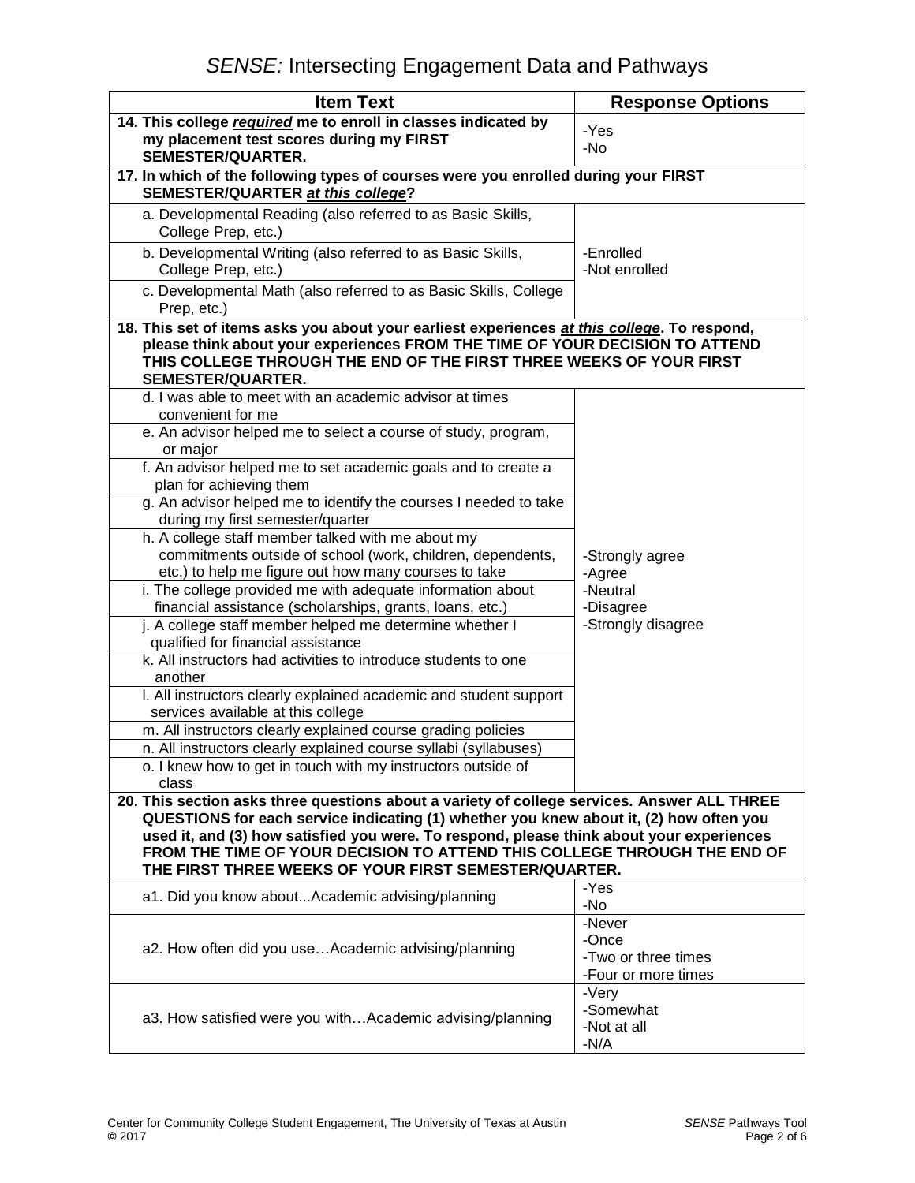# *SENSE:* Intersecting Engagement Data and Pathways

| Item Text | Response Options |
|---|---|
| **14. This college *required* me to enroll in classes indicated by my placement test scores during my FIRST SEMESTER/QUARTER.** | -Yes<br>-No |
| **17. In which of the following types of courses were you enrolled during your FIRST SEMESTER/QUARTER *at this college*?** | |
| a. Developmental Reading (also referred to as Basic Skills, College Prep, etc.) | -Enrolled<br>-Not enrolled |
| b. Developmental Writing (also referred to as Basic Skills, College Prep, etc.) | |
| c. Developmental Math (also referred to as Basic Skills, College Prep, etc.) | |
| **18. This set of items asks you about your earliest experiences *at this college*. To respond, please think about your experiences FROM THE TIME OF YOUR DECISION TO ATTEND THIS COLLEGE THROUGH THE END OF THE FIRST THREE WEEKS OF YOUR FIRST SEMESTER/QUARTER.** | |
| d. I was able to meet with an academic advisor at times convenient for me | -Strongly agree<br>-Agree<br>-Neutral<br>-Disagree<br>-Strongly disagree |
| e. An advisor helped me to select a course of study, program, or major | |
| f. An advisor helped me to set academic goals and to create a plan for achieving them | |
| g. An advisor helped me to identify the courses I needed to take during my first semester/quarter | |
| h. A college staff member talked with me about my commitments outside of school (work, children, dependents, etc.) to help me figure out how many courses to take | |
| i. The college provided me with adequate information about financial assistance (scholarships, grants, loans, etc.) | |
| j. A college staff member helped me determine whether I qualified for financial assistance | |
| k. All instructors had activities to introduce students to one another | |
| l. All instructors clearly explained academic and student support services available at this college | |
| m. All instructors clearly explained course grading policies | |
| n. All instructors clearly explained course syllabi (syllabuses) | |
| o. I knew how to get in touch with my instructors outside of class | |
| **20. This section asks three questions about a variety of college services. Answer ALL THREE QUESTIONS for each service indicating (1) whether you knew about it, (2) how often you used it, and (3) how satisfied you were. To respond, please think about your experiences FROM THE TIME OF YOUR DECISION TO ATTEND THIS COLLEGE THROUGH THE END OF THE FIRST THREE WEEKS OF YOUR FIRST SEMESTER/QUARTER.** | |
| a1. Did you know about...Academic advising/planning | -Yes<br>-No |
| a2. How often did you use…Academic advising/planning | -Never<br>-Once<br>-Two or three times<br>-Four or more times |
| a3. How satisfied were you with…Academic advising/planning | -Very<br>-Somewhat<br>-Not at all<br>-N/A |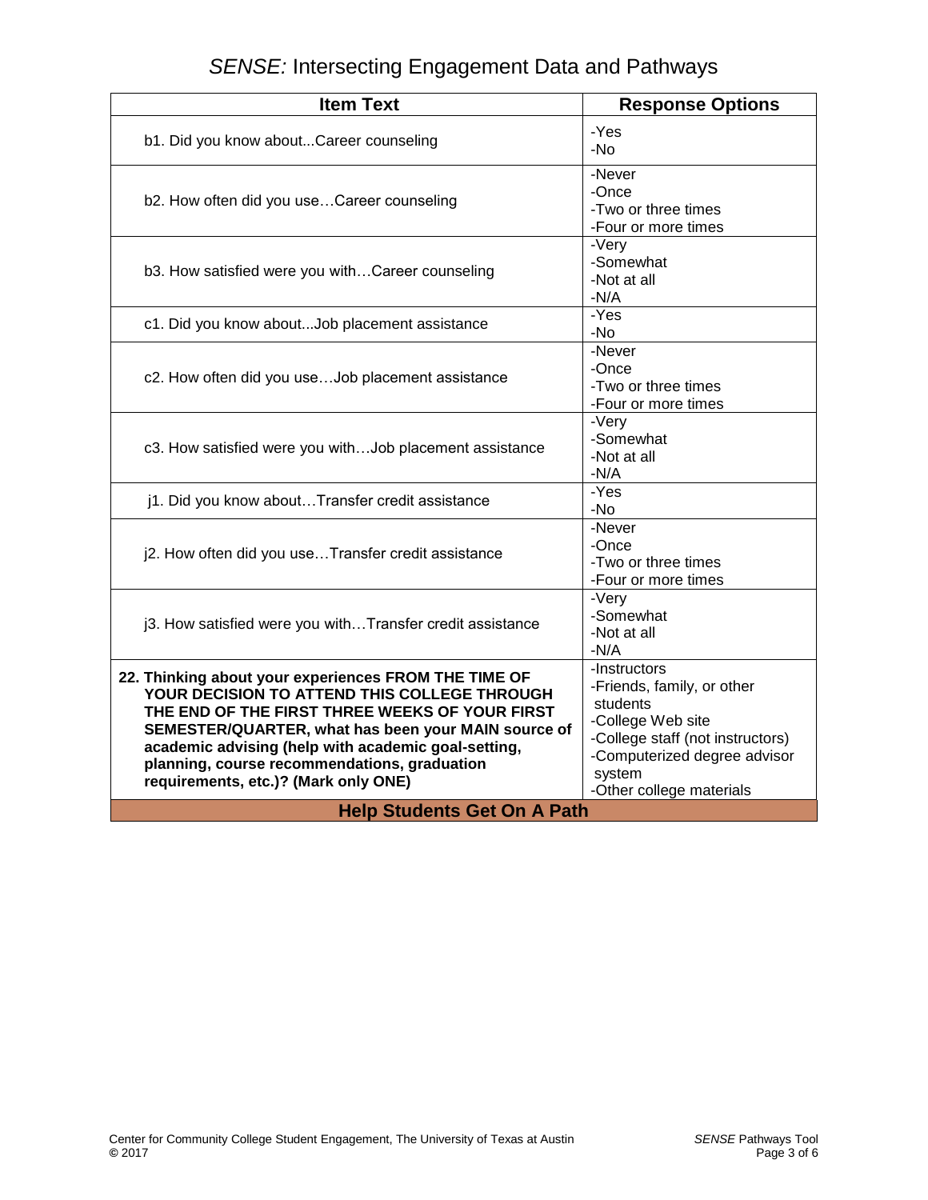| Item Text | Response Options |
|---|---|
| b1. Did you know about...Career counseling | -Yes<br>-No |
| b2. How often did you use…Career counseling | -Never<br>-Once<br>-Two or three times<br>-Four or more times |
| b3. How satisfied were you with…Career counseling | -Very<br>-Somewhat<br>-Not at all<br>-N/A |
| c1. Did you know about...Job placement assistance | -Yes<br>-No |
| c2. How often did you use…Job placement assistance | -Never<br>-Once<br>-Two or three times<br>-Four or more times |
| c3. How satisfied were you with…Job placement assistance | -Very<br>-Somewhat<br>-Not at all<br>-N/A |
| j1. Did you know about…Transfer credit assistance | -Yes<br>-No |
| j2. How often did you use…Transfer credit assistance | -Never<br>-Once<br>-Two or three times<br>-Four or more times |
| j3. How satisfied were you with…Transfer credit assistance | -Very<br>-Somewhat<br>-Not at all<br>-N/A |
| **22. Thinking about your experiences FROM THE TIME OF YOUR DECISION TO ATTEND THIS COLLEGE THROUGH THE END OF THE FIRST THREE WEEKS OF YOUR FIRST SEMESTER/QUARTER, what has been your MAIN source of academic advising (help with academic goal-setting, planning, course recommendations, graduation requirements, etc.)? (Mark only ONE)** | -Instructors<br>-Friends, family, or other students<br>-College Web site<br>-College staff (not instructors)<br>-Computerized degree advisor system<br>-Other college materials |
| **Help Students Get On A Path** | |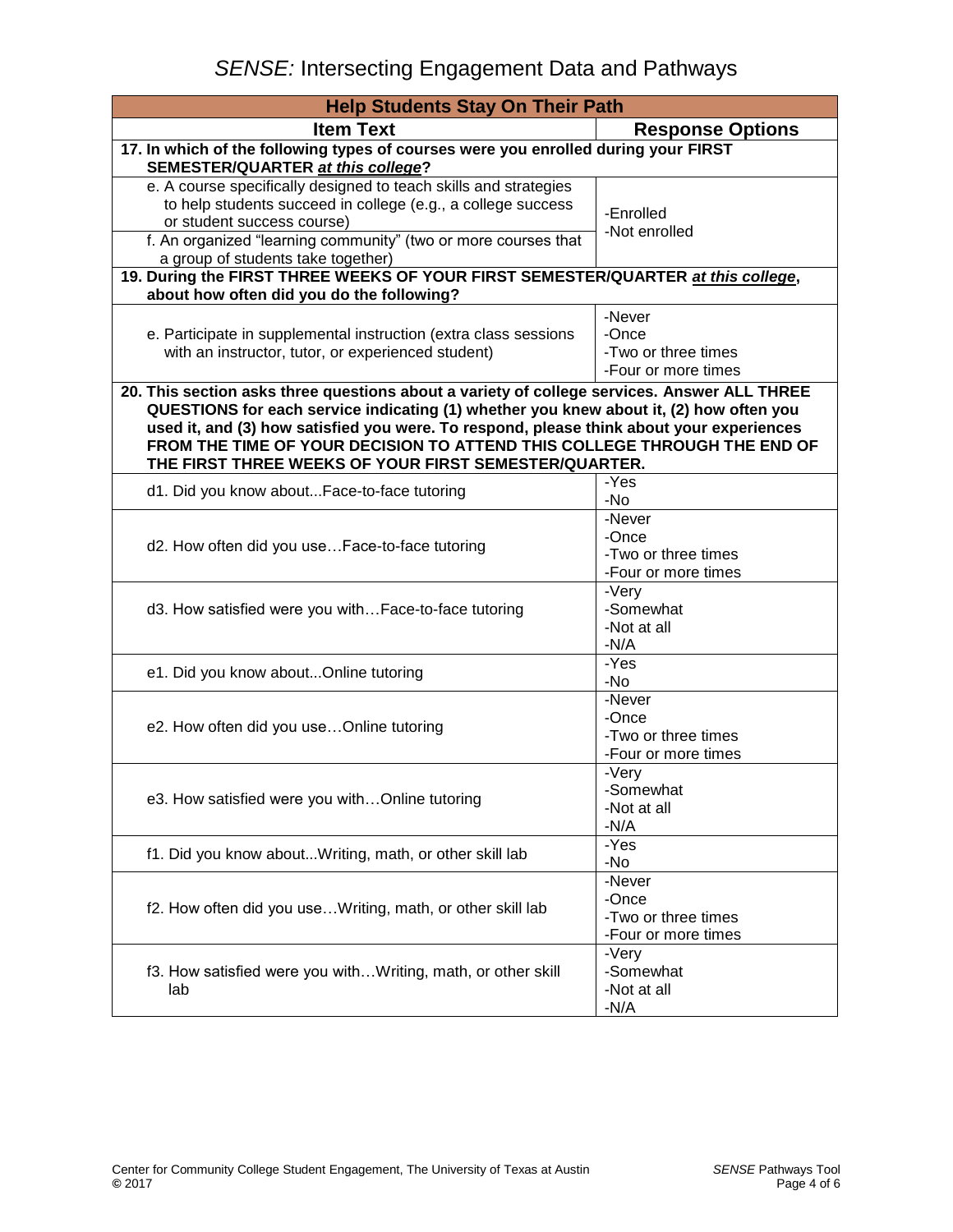| Help Students Stay On Their Path | |
|---|---|
| **Item Text** | **Response Options** |
| **17. In which of the following types of courses were you enrolled during your FIRST SEMESTER/QUARTER *at this college*?** | |
| e. A course specifically designed to teach skills and strategies to help students succeed in college (e.g., a college success or student success course) | -Enrolled<br>-Not enrolled |
| f. An organized “learning community” (two or more courses that a group of students take together) | |
| **19. During the FIRST THREE WEEKS OF YOUR FIRST SEMESTER/QUARTER *at this college*, about how often did you do the following?** | |
| e. Participate in supplemental instruction (extra class sessions with an instructor, tutor, or experienced student) | -Never<br>-Once<br>-Two or three times<br>-Four or more times |
| **20. This section asks three questions about a variety of college services. Answer ALL THREE QUESTIONS for each service indicating (1) whether you knew about it, (2) how often you used it, and (3) how satisfied you were. To respond, please think about your experiences FROM THE TIME OF YOUR DECISION TO ATTEND THIS COLLEGE THROUGH THE END OF THE FIRST THREE WEEKS OF YOUR FIRST SEMESTER/QUARTER.** | |
| d1. Did you know about...Face-to-face tutoring | -Yes<br>-No |
| d2. How often did you use…Face-to-face tutoring | -Never<br>-Once<br>-Two or three times<br>-Four or more times |
| d3. How satisfied were you with…Face-to-face tutoring | -Very<br>-Somewhat<br>-Not at all<br>-N/A |
| e1. Did you know about...Online tutoring | -Yes<br>-No |
| e2. How often did you use…Online tutoring | -Never<br>-Once<br>-Two or three times<br>-Four or more times |
| e3. How satisfied were you with…Online tutoring | -Very<br>-Somewhat<br>-Not at all<br>-N/A |
| f1. Did you know about...Writing, math, or other skill lab | -Yes<br>-No |
| f2. How often did you use…Writing, math, or other skill lab | -Never<br>-Once<br>-Two or three times<br>-Four or more times |
| f3. How satisfied were you with…Writing, math, or other skill lab | -Very<br>-Somewhat<br>-Not at all<br>-N/A |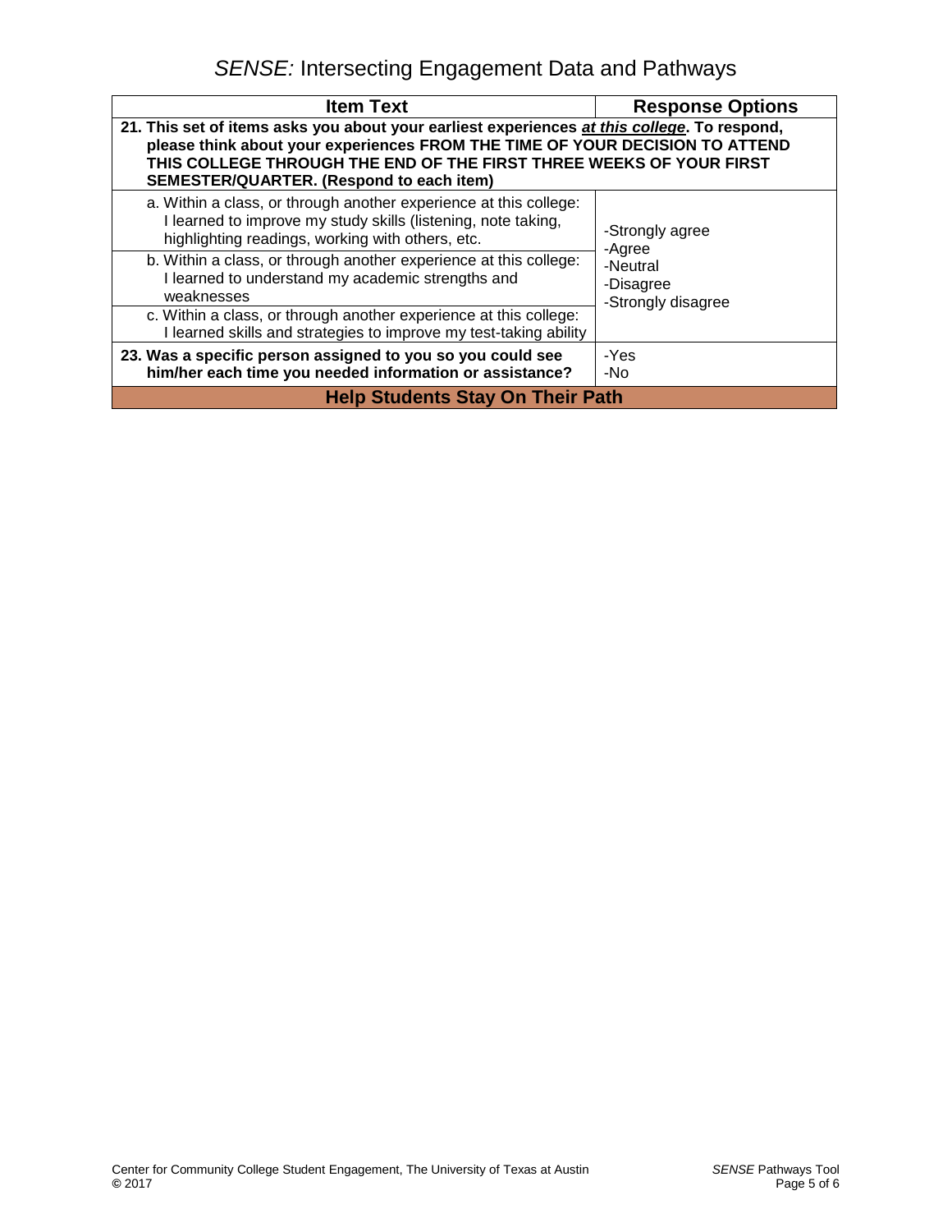| **Item Text** | **Response Options** |
|---|---|
| **21. This set of items asks you about your earliest experiences *at this college*. To respond, please think about your experiences FROM THE TIME OF YOUR DECISION TO ATTEND THIS COLLEGE THROUGH THE END OF THE FIRST THREE WEEKS OF YOUR FIRST SEMESTER/QUARTER. (Respond to each item)** | |
| a. Within a class, or through another experience at this college: I learned to improve my study skills (listening, note taking, highlighting readings, working with others, etc. | -Strongly agree<br>-Agree<br>-Neutral<br>-Disagree<br>-Strongly disagree |
| b. Within a class, or through another experience at this college: I learned to understand my academic strengths and weaknesses | |
| c. Within a class, or through another experience at this college: I learned skills and strategies to improve my test-taking ability | |
| **23. Was a specific person assigned to you so you could see him/her each time you needed information or assistance?** | -Yes<br>-No |
| **Help Students Stay On Their Path** | |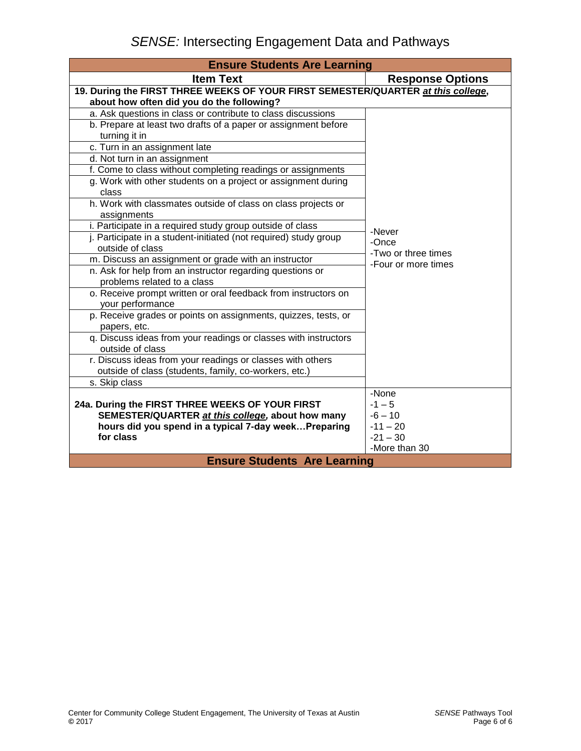# *SENSE:* Intersecting Engagement Data and Pathways

| Ensure Students Are Learning | |
|---|---|
| **Item Text** | **Response Options** |
| **19. During the FIRST THREE WEEKS OF YOUR FIRST SEMESTER/QUARTER *at this college*, about how often did you do the following?** | |
| a. Ask questions in class or contribute to class discussions | -Never<br>-Once<br>-Two or three times<br>-Four or more times |
| b. Prepare at least two drafts of a paper or assignment before turning it in | |
| c. Turn in an assignment late | |
| d. Not turn in an assignment | |
| f. Come to class without completing readings or assignments | |
| g. Work with other students on a project or assignment during class | |
| h. Work with classmates outside of class on class projects or assignments | |
| i. Participate in a required study group outside of class | |
| j. Participate in a student-initiated (not required) study group outside of class | |
| m. Discuss an assignment or grade with an instructor | |
| n. Ask for help from an instructor regarding questions or problems related to a class | |
| o. Receive prompt written or oral feedback from instructors on your performance | |
| p. Receive grades or points on assignments, quizzes, tests, or papers, etc. | |
| q. Discuss ideas from your readings or classes with instructors outside of class | |
| r. Discuss ideas from your readings or classes with others outside of class (students, family, co-workers, etc.) | |
| s. Skip class | |
| **24a. During the FIRST THREE WEEKS OF YOUR FIRST SEMESTER/QUARTER *at this college*, about how many hours did you spend in a typical 7-day week…Preparing for class** | -None<br>-1 – 5<br>-6 – 10<br>-11 – 20<br>-21 – 30<br>-More than 30 |
| **Ensure Students Are Learning** | |

Center for Community College Student Engagement, The University of Texas at Austin
© 2017